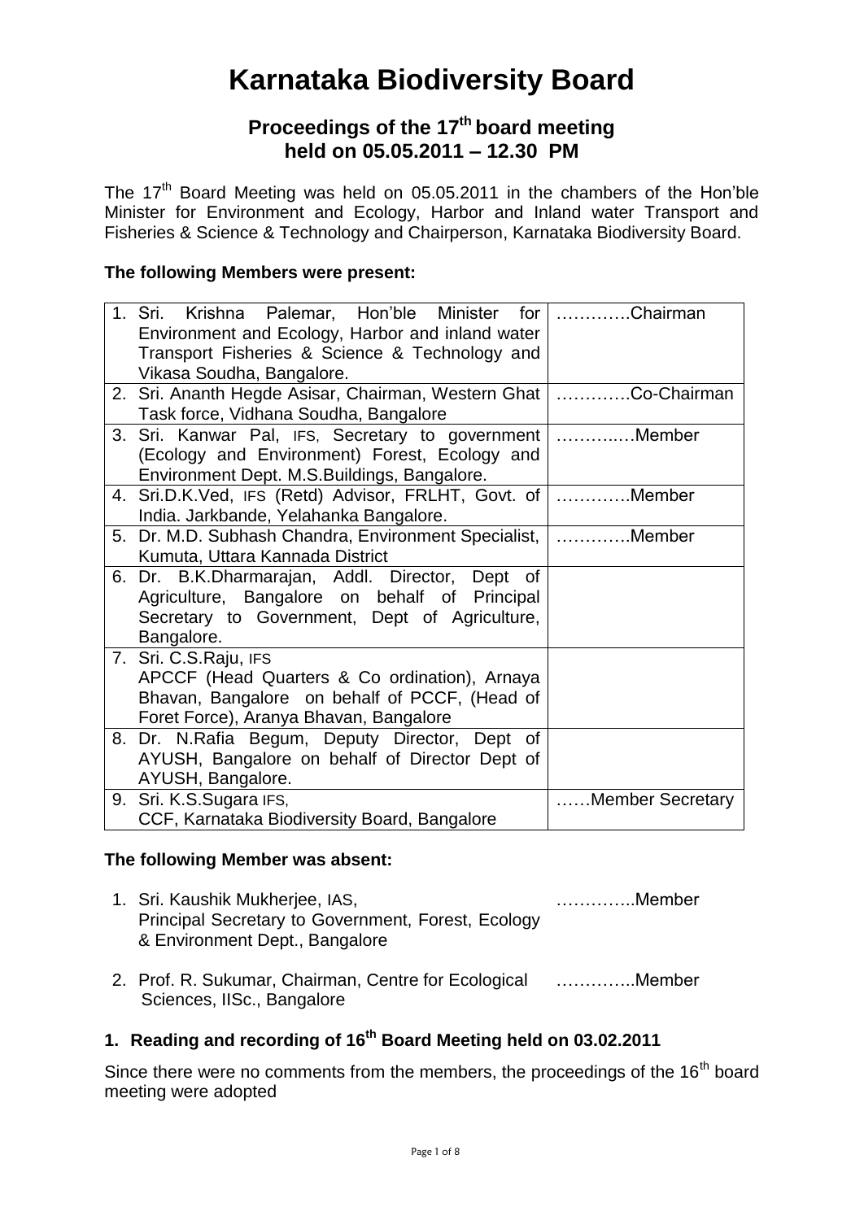# Karnataka Biodiversity Board

## Proceedings of the 17th board meeting held on 05.05.2011 – 12.30 PM

The 17th Board Meeting was held on 05.05.2011 in the chambers of the Hon'ble Minister for Environment and Ecology, Harbor and Inland water Transport and Fisheries & Science & Technology and Chairperson, Karnataka Biodiversity Board.

**The following Members were present:**

| | |
|---|---|
| 1. Sri. Krishna Palemar, Hon'ble Minister for Environment and Ecology, Harbor and inland water Transport Fisheries & Science & Technology and Vikasa Soudha, Bangalore. | ………….Chairman |
| 2. Sri. Ananth Hegde Asisar, Chairman, Western Ghat Task force, Vidhana Soudha, Bangalore | ………….Co-Chairman |
| 3. Sri. Kanwar Pal, IFS, Secretary to government (Ecology and Environment) Forest, Ecology and Environment Dept. M.S.Buildings, Bangalore. | ………..…Member |
| 4. Sri.D.K.Ved, IFS (Retd) Advisor, FRLHT, Govt. of India. Jarkbande, Yelahanka Bangalore. | ………….Member |
| 5. Dr. M.D. Subhash Chandra, Environment Specialist, Kumuta, Uttara Kannada District | ………….Member |
| 6. Dr. B.K.Dharmarajan, Addl. Director, Dept of Agriculture, Bangalore on behalf of Principal Secretary to Government, Dept of Agriculture, Bangalore. | |
| 7. Sri. C.S.Raju, IFS APCCF (Head Quarters & Co ordination), Arnaya Bhavan, Bangalore on behalf of PCCF, (Head of Foret Force), Aranya Bhavan, Bangalore | |
| 8. Dr. N.Rafia Begum, Deputy Director, Dept of AYUSH, Bangalore on behalf of Director Dept of AYUSH, Bangalore. | |
| 9. Sri. K.S.Sugara IFS, CCF, Karnataka Biodiversity Board, Bangalore | ……Member Secretary |

**The following Member was absent:**

1. Sri. Kaushik Mukherjee, IAS, Principal Secretary to Government, Forest, Ecology & Environment Dept., Bangalore …………..Member
2. Prof. R. Sukumar, Chairman, Centre for Ecological Sciences, IISc., Bangalore …………..Member

### 1. Reading and recording of 16th Board Meeting held on 03.02.2011

Since there were no comments from the members, the proceedings of the 16th board meeting were adopted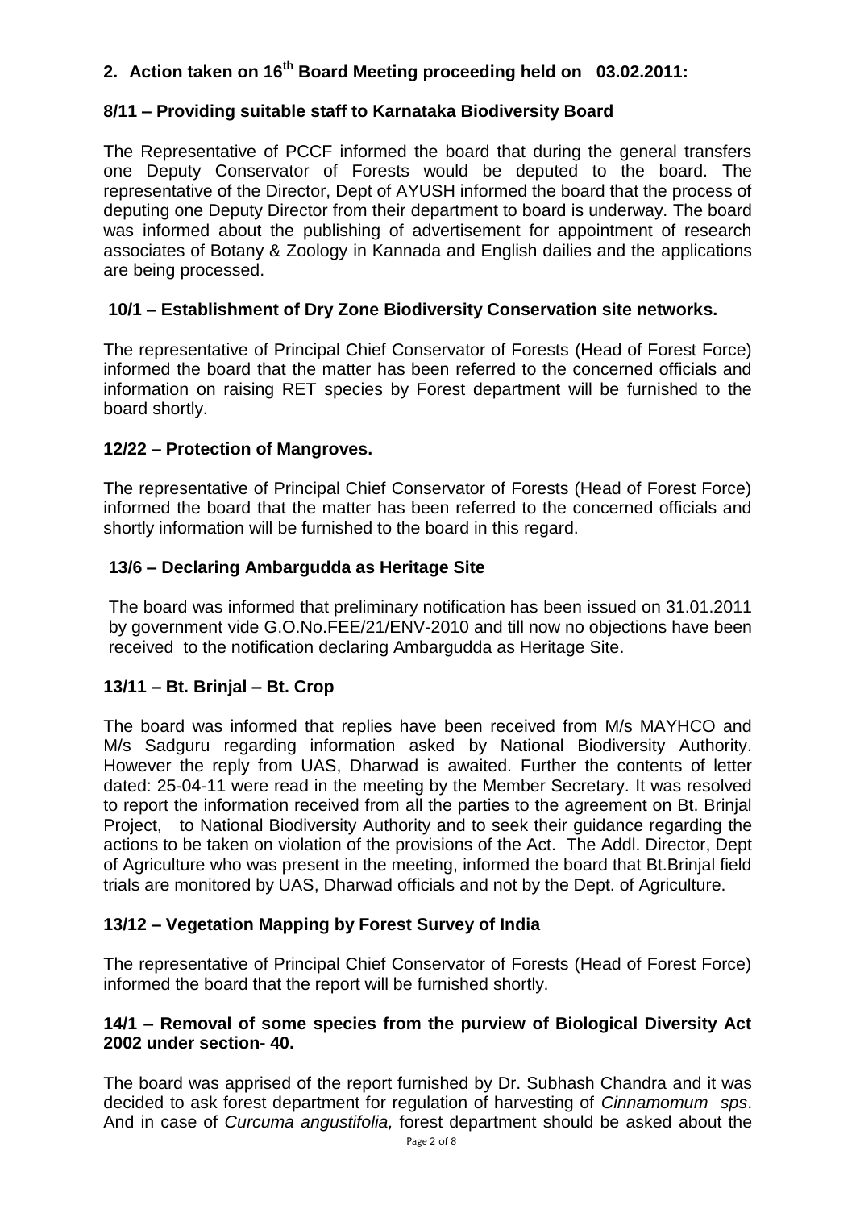## 2. Action taken on 16th Board Meeting proceeding held on 03.02.2011:

### 8/11 – Providing suitable staff to Karnataka Biodiversity Board

The Representative of PCCF informed the board that during the general transfers one Deputy Conservator of Forests would be deputed to the board. The representative of the Director, Dept of AYUSH informed the board that the process of deputing one Deputy Director from their department to board is underway. The board was informed about the publishing of advertisement for appointment of research associates of Botany & Zoology in Kannada and English dailies and the applications are being processed.

### 10/1 – Establishment of Dry Zone Biodiversity Conservation site networks.

The representative of Principal Chief Conservator of Forests (Head of Forest Force) informed the board that the matter has been referred to the concerned officials and information on raising RET species by Forest department will be furnished to the board shortly.

### 12/22 – Protection of Mangroves.

The representative of Principal Chief Conservator of Forests (Head of Forest Force) informed the board that the matter has been referred to the concerned officials and shortly information will be furnished to the board in this regard.

### 13/6 – Declaring Ambargudda as Heritage Site

The board was informed that preliminary notification has been issued on 31.01.2011 by government vide G.O.No.FEE/21/ENV-2010 and till now no objections have been received to the notification declaring Ambargudda as Heritage Site.

### 13/11 – Bt. Brinjal – Bt. Crop

The board was informed that replies have been received from M/s MAYHCO and M/s Sadguru regarding information asked by National Biodiversity Authority. However the reply from UAS, Dharwad is awaited. Further the contents of letter dated: 25-04-11 were read in the meeting by the Member Secretary. It was resolved to report the information received from all the parties to the agreement on Bt. Brinjal Project, to National Biodiversity Authority and to seek their guidance regarding the actions to be taken on violation of the provisions of the Act. The Addl. Director, Dept of Agriculture who was present in the meeting, informed the board that Bt.Brinjal field trials are monitored by UAS, Dharwad officials and not by the Dept. of Agriculture.

### 13/12 – Vegetation Mapping by Forest Survey of India

The representative of Principal Chief Conservator of Forests (Head of Forest Force) informed the board that the report will be furnished shortly.

### 14/1 – Removal of some species from the purview of Biological Diversity Act 2002 under section- 40.

The board was apprised of the report furnished by Dr. Subhash Chandra and it was decided to ask forest department for regulation of harvesting of *Cinnamomum sps*. And in case of *Curcuma angustifolia,* forest department should be asked about the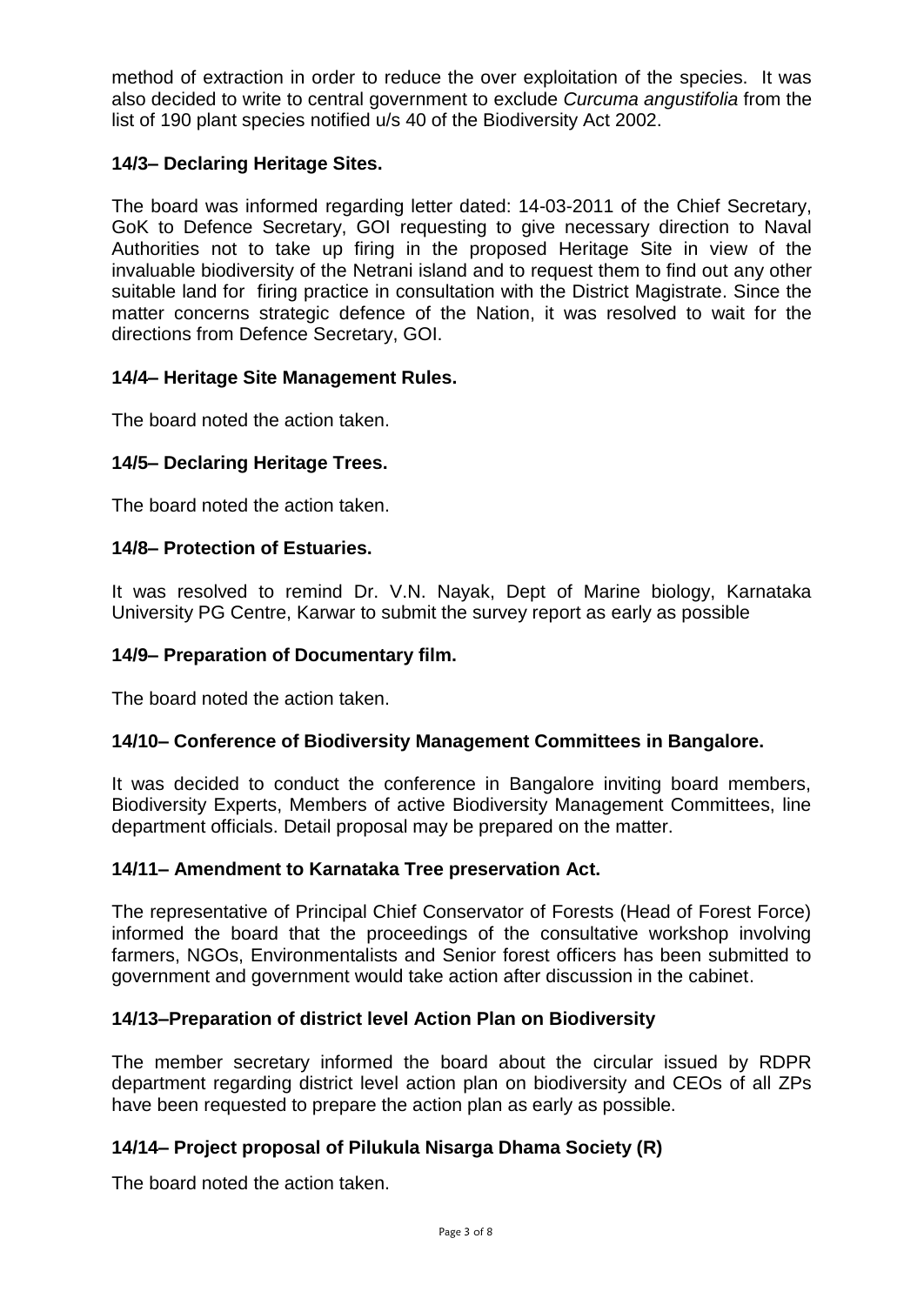method of extraction in order to reduce the over exploitation of the species. It was also decided to write to central government to exclude *Curcuma angustifolia* from the list of 190 plant species notified u/s 40 of the Biodiversity Act 2002.

### 14/3– Declaring Heritage Sites.

The board was informed regarding letter dated: 14-03-2011 of the Chief Secretary, GoK to Defence Secretary, GOI requesting to give necessary direction to Naval Authorities not to take up firing in the proposed Heritage Site in view of the invaluable biodiversity of the Netrani island and to request them to find out any other suitable land for firing practice in consultation with the District Magistrate. Since the matter concerns strategic defence of the Nation, it was resolved to wait for the directions from Defence Secretary, GOI.

### 14/4– Heritage Site Management Rules.

The board noted the action taken.

### 14/5– Declaring Heritage Trees.

The board noted the action taken.

### 14/8– Protection of Estuaries.

It was resolved to remind Dr. V.N. Nayak, Dept of Marine biology, Karnataka University PG Centre, Karwar to submit the survey report as early as possible

### 14/9– Preparation of Documentary film.

The board noted the action taken.

### 14/10– Conference of Biodiversity Management Committees in Bangalore.

It was decided to conduct the conference in Bangalore inviting board members, Biodiversity Experts, Members of active Biodiversity Management Committees, line department officials. Detail proposal may be prepared on the matter.

### 14/11– Amendment to Karnataka Tree preservation Act.

The representative of Principal Chief Conservator of Forests (Head of Forest Force) informed the board that the proceedings of the consultative workshop involving farmers, NGOs, Environmentalists and Senior forest officers has been submitted to government and government would take action after discussion in the cabinet.

### 14/13–Preparation of district level Action Plan on Biodiversity

The member secretary informed the board about the circular issued by RDPR department regarding district level action plan on biodiversity and CEOs of all ZPs have been requested to prepare the action plan as early as possible.

### 14/14– Project proposal of Pilukula Nisarga Dhama Society (R)

The board noted the action taken.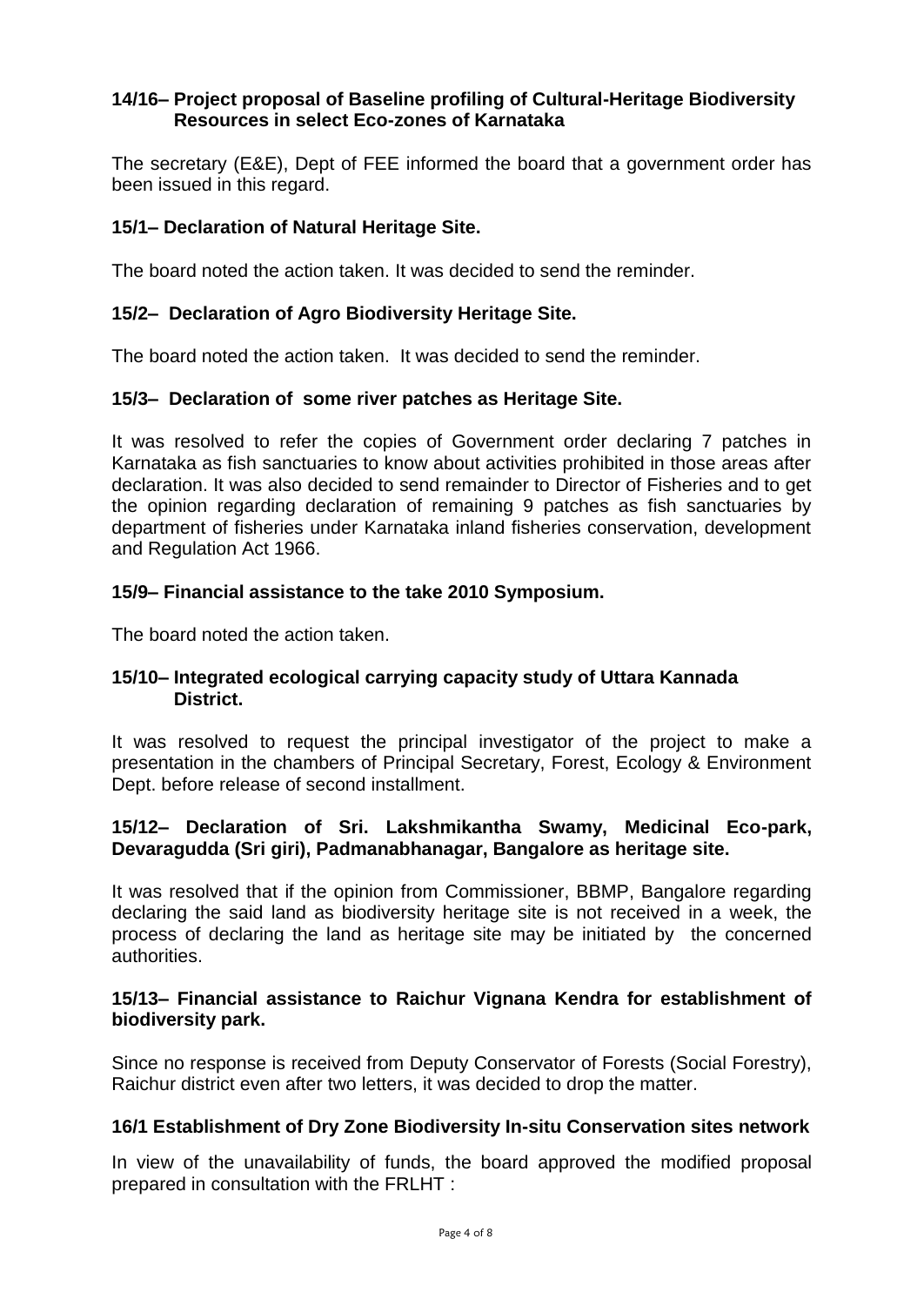### 14/16– Project proposal of Baseline profiling of Cultural-Heritage Biodiversity Resources in select Eco-zones of Karnataka

The secretary (E&E), Dept of FEE informed the board that a government order has been issued in this regard.

### 15/1– Declaration of Natural Heritage Site.

The board noted the action taken. It was decided to send the reminder.

### 15/2– Declaration of Agro Biodiversity Heritage Site.

The board noted the action taken. It was decided to send the reminder.

### 15/3– Declaration of some river patches as Heritage Site.

It was resolved to refer the copies of Government order declaring 7 patches in Karnataka as fish sanctuaries to know about activities prohibited in those areas after declaration. It was also decided to send remainder to Director of Fisheries and to get the opinion regarding declaration of remaining 9 patches as fish sanctuaries by department of fisheries under Karnataka inland fisheries conservation, development and Regulation Act 1966.

### 15/9– Financial assistance to the take 2010 Symposium.

The board noted the action taken.

### 15/10– Integrated ecological carrying capacity study of Uttara Kannada District.

It was resolved to request the principal investigator of the project to make a presentation in the chambers of Principal Secretary, Forest, Ecology & Environment Dept. before release of second installment.

### 15/12– Declaration of Sri. Lakshmikantha Swamy, Medicinal Eco-park, Devaragudda (Sri giri), Padmanabhanagar, Bangalore as heritage site.

It was resolved that if the opinion from Commissioner, BBMP, Bangalore regarding declaring the said land as biodiversity heritage site is not received in a week, the process of declaring the land as heritage site may be initiated by the concerned authorities.

### 15/13– Financial assistance to Raichur Vignana Kendra for establishment of biodiversity park.

Since no response is received from Deputy Conservator of Forests (Social Forestry), Raichur district even after two letters, it was decided to drop the matter.

### 16/1 Establishment of Dry Zone Biodiversity In-situ Conservation sites network

In view of the unavailability of funds, the board approved the modified proposal prepared in consultation with the FRLHT :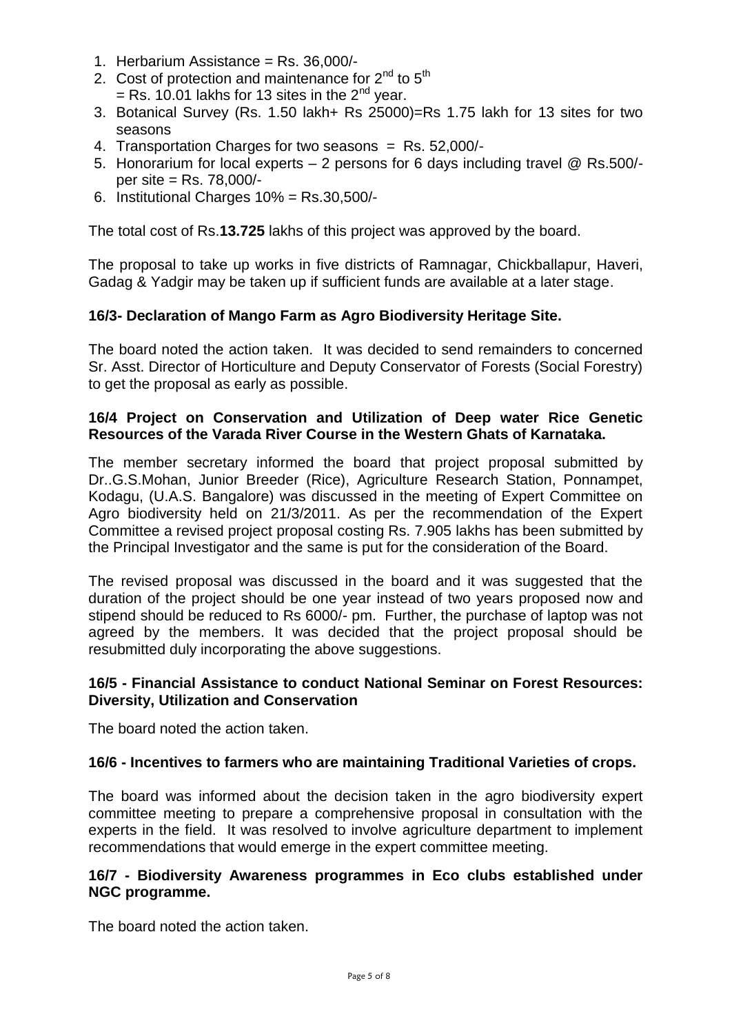1. Herbarium Assistance = Rs. 36,000/-
2. Cost of protection and maintenance for 2nd to 5th = Rs. 10.01 lakhs for 13 sites in the 2nd year.
3. Botanical Survey (Rs. 1.50 lakh+ Rs 25000)=Rs 1.75 lakh for 13 sites for two seasons
4. Transportation Charges for two seasons = Rs. 52,000/-
5. Honorarium for local experts – 2 persons for 6 days including travel @ Rs.500/- per site = Rs. 78,000/-
6. Institutional Charges 10% = Rs.30,500/-

The total cost of Rs.**13.725** lakhs of this project was approved by the board.

The proposal to take up works in five districts of Ramnagar, Chickballapur, Haveri, Gadag & Yadgir may be taken up if sufficient funds are available at a later stage.

### 16/3- Declaration of Mango Farm as Agro Biodiversity Heritage Site.

The board noted the action taken. It was decided to send remainders to concerned Sr. Asst. Director of Horticulture and Deputy Conservator of Forests (Social Forestry) to get the proposal as early as possible.

### 16/4 Project on Conservation and Utilization of Deep water Rice Genetic Resources of the Varada River Course in the Western Ghats of Karnataka.

The member secretary informed the board that project proposal submitted by Dr..G.S.Mohan, Junior Breeder (Rice), Agriculture Research Station, Ponnampet, Kodagu, (U.A.S. Bangalore) was discussed in the meeting of Expert Committee on Agro biodiversity held on 21/3/2011. As per the recommendation of the Expert Committee a revised project proposal costing Rs. 7.905 lakhs has been submitted by the Principal Investigator and the same is put for the consideration of the Board.

The revised proposal was discussed in the board and it was suggested that the duration of the project should be one year instead of two years proposed now and stipend should be reduced to Rs 6000/- pm. Further, the purchase of laptop was not agreed by the members. It was decided that the project proposal should be resubmitted duly incorporating the above suggestions.

### 16/5 - Financial Assistance to conduct National Seminar on Forest Resources: Diversity, Utilization and Conservation

The board noted the action taken.

### 16/6 - Incentives to farmers who are maintaining Traditional Varieties of crops.

The board was informed about the decision taken in the agro biodiversity expert committee meeting to prepare a comprehensive proposal in consultation with the experts in the field. It was resolved to involve agriculture department to implement recommendations that would emerge in the expert committee meeting.

### 16/7 - Biodiversity Awareness programmes in Eco clubs established under NGC programme.

The board noted the action taken.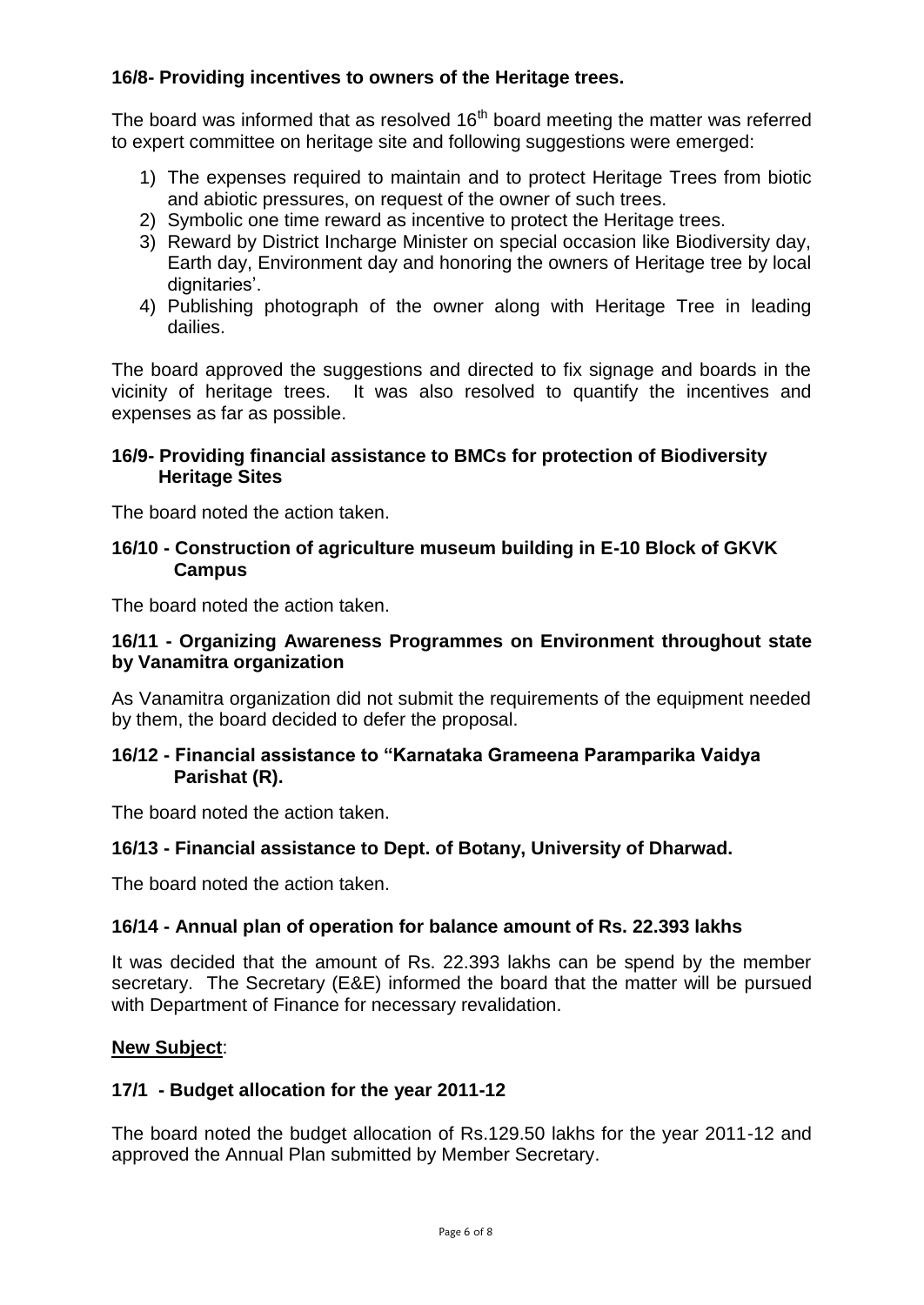**16/8- Providing incentives to owners of the Heritage trees.**

The board was informed that as resolved 16th board meeting the matter was referred to expert committee on heritage site and following suggestions were emerged:

1) The expenses required to maintain and to protect Heritage Trees from biotic and abiotic pressures, on request of the owner of such trees.
2) Symbolic one time reward as incentive to protect the Heritage trees.
3) Reward by District Incharge Minister on special occasion like Biodiversity day, Earth day, Environment day and honoring the owners of Heritage tree by local dignitaries'.
4) Publishing photograph of the owner along with Heritage Tree in leading dailies.

The board approved the suggestions and directed to fix signage and boards in the vicinity of heritage trees. It was also resolved to quantify the incentives and expenses as far as possible.

**16/9- Providing financial assistance to BMCs for protection of Biodiversity Heritage Sites**

The board noted the action taken.

**16/10 - Construction of agriculture museum building in E-10 Block of GKVK Campus**

The board noted the action taken.

**16/11 - Organizing Awareness Programmes on Environment throughout state by Vanamitra organization**

As Vanamitra organization did not submit the requirements of the equipment needed by them, the board decided to defer the proposal.

**16/12 - Financial assistance to "Karnataka Grameena Paramparika Vaidya Parishat (R).**

The board noted the action taken.

**16/13 - Financial assistance to Dept. of Botany, University of Dharwad.**

The board noted the action taken.

**16/14 - Annual plan of operation for balance amount of Rs. 22.393 lakhs**

It was decided that the amount of Rs. 22.393 lakhs can be spend by the member secretary. The Secretary (E&E) informed the board that the matter will be pursued with Department of Finance for necessary revalidation.

**New Subject**:

**17/1 - Budget allocation for the year 2011-12**

The board noted the budget allocation of Rs.129.50 lakhs for the year 2011-12 and approved the Annual Plan submitted by Member Secretary.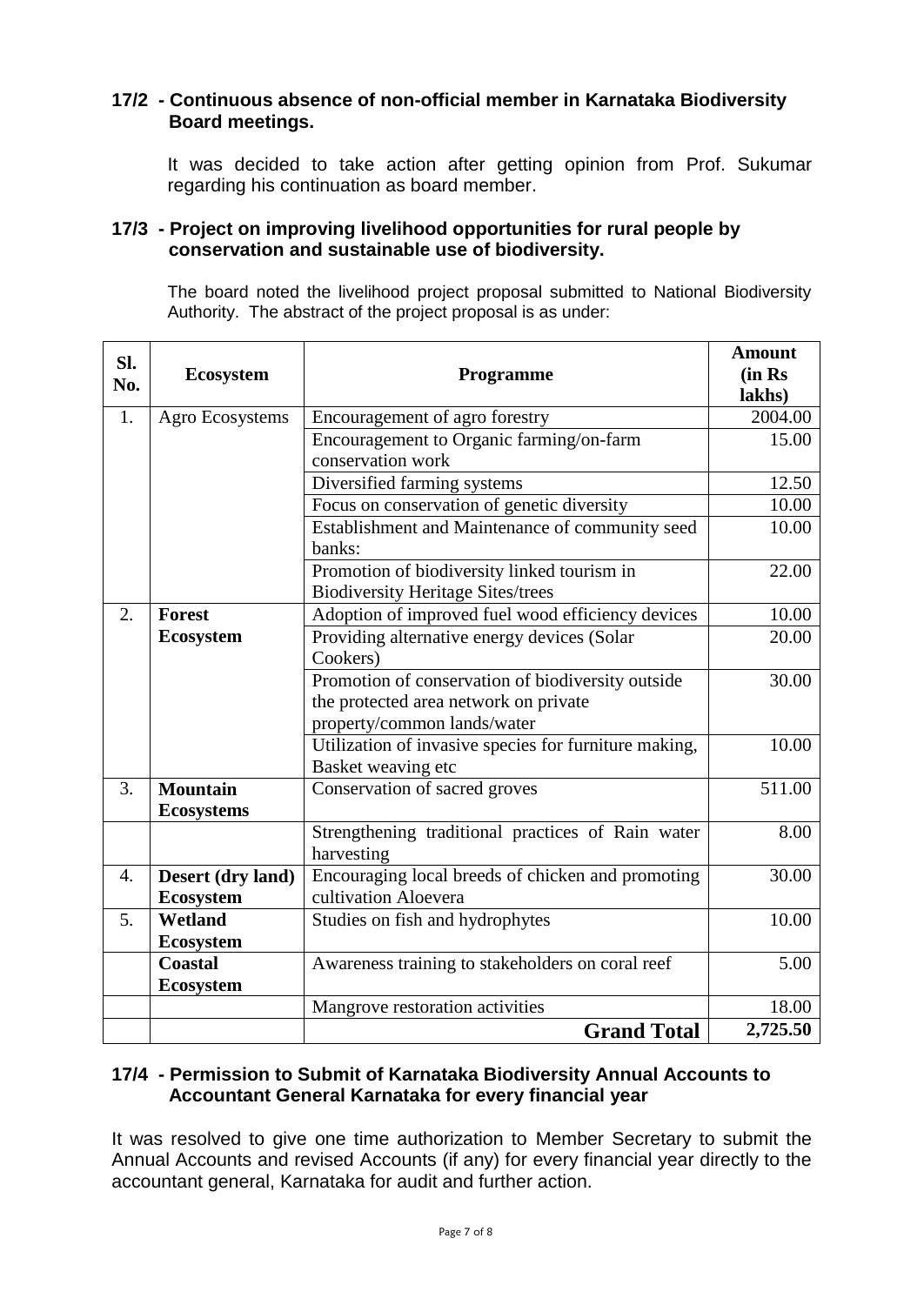### 17/2 - Continuous absence of non-official member in Karnataka Biodiversity Board meetings.

It was decided to take action after getting opinion from Prof. Sukumar regarding his continuation as board member.

### 17/3 - Project on improving livelihood opportunities for rural people by conservation and sustainable use of biodiversity.

The board noted the livelihood project proposal submitted to National Biodiversity Authority. The abstract of the project proposal is as under:

| Sl. No. | Ecosystem | Programme | Amount (in Rs lakhs) |
|---|---|---|---|
| 1. | Agro Ecosystems | Encouragement of agro forestry | 2004.00 |
| | | Encouragement to Organic farming/on-farm conservation work | 15.00 |
| | | Diversified farming systems | 12.50 |
| | | Focus on conservation of genetic diversity | 10.00 |
| | | Establishment and Maintenance of community seed banks: | 10.00 |
| | | Promotion of biodiversity linked tourism in Biodiversity Heritage Sites/trees | 22.00 |
| 2. | **Forest Ecosystem** | Adoption of improved fuel wood efficiency devices | 10.00 |
| | | Providing alternative energy devices (Solar Cookers) | 20.00 |
| | | Promotion of conservation of biodiversity outside the protected area network on private property/common lands/water | 30.00 |
| | | Utilization of invasive species for furniture making, Basket weaving etc | 10.00 |
| 3. | **Mountain Ecosystems** | Conservation of sacred groves | 511.00 |
| | | Strengthening traditional practices of Rain water harvesting | 8.00 |
| 4. | **Desert (dry land) Ecosystem** | Encouraging local breeds of chicken and promoting cultivation Aloevera | 30.00 |
| 5. | **Wetland Ecosystem** | Studies on fish and hydrophytes | 10.00 |
| | **Coastal Ecosystem** | Awareness training to stakeholders on coral reef | 5.00 |
| | | Mangrove restoration activities | 18.00 |
| | | **Grand Total** | **2,725.50** |

### 17/4 - Permission to Submit of Karnataka Biodiversity Annual Accounts to Accountant General Karnataka for every financial year

It was resolved to give one time authorization to Member Secretary to submit the Annual Accounts and revised Accounts (if any) for every financial year directly to the accountant general, Karnataka for audit and further action.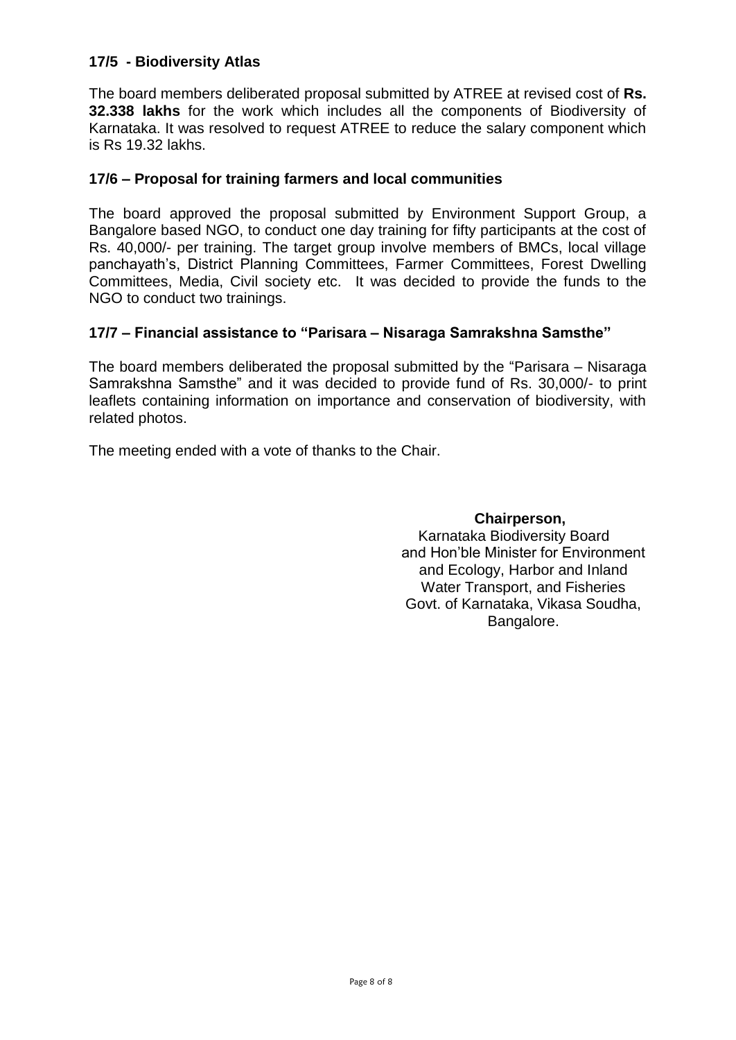### 17/5 - Biodiversity Atlas

The board members deliberated proposal submitted by ATREE at revised cost of **Rs. 32.338 lakhs** for the work which includes all the components of Biodiversity of Karnataka. It was resolved to request ATREE to reduce the salary component which is Rs 19.32 lakhs.

### 17/6 – Proposal for training farmers and local communities

The board approved the proposal submitted by Environment Support Group, a Bangalore based NGO, to conduct one day training for fifty participants at the cost of Rs. 40,000/- per training. The target group involve members of BMCs, local village panchayath's, District Planning Committees, Farmer Committees, Forest Dwelling Committees, Media, Civil society etc. It was decided to provide the funds to the NGO to conduct two trainings.

### 17/7 – Financial assistance to "Parisara – Nisaraga Samrakshna Samsthe"

The board members deliberated the proposal submitted by the "Parisara – Nisaraga Samrakshna Samsthe" and it was decided to provide fund of Rs. 30,000/- to print leaflets containing information on importance and conservation of biodiversity, with related photos.

The meeting ended with a vote of thanks to the Chair.

**Chairperson,**
Karnataka Biodiversity Board
and Hon'ble Minister for Environment
and Ecology, Harbor and Inland
Water Transport, and Fisheries
Govt. of Karnataka, Vikasa Soudha,
Bangalore.